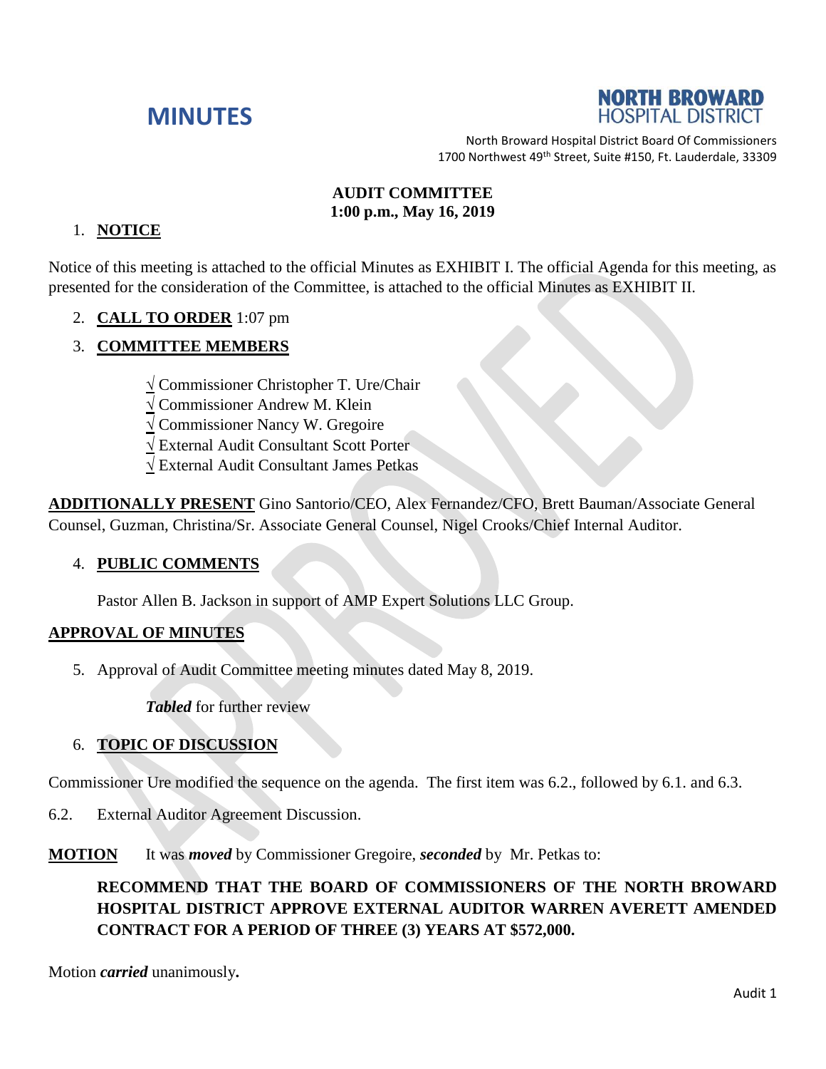# MINUTES

**NORTH BROWARD HOSPITAL DISTRICT**

North Broward Hospital District Board Of Commissioners
1700 Northwest 49th Street, Suite #150, Ft. Lauderdale, 33309

**AUDIT COMMITTEE**
**1:00 p.m., May 16, 2019**

1. **NOTICE**

Notice of this meeting is attached to the official Minutes as EXHIBIT I. The official Agenda for this meeting, as presented for the consideration of the Committee, is attached to the official Minutes as EXHIBIT II.

2. **CALL TO ORDER** 1:07 pm

3. **COMMITTEE MEMBERS**

√ Commissioner Christopher T. Ure/Chair
√ Commissioner Andrew M. Klein
√ Commissioner Nancy W. Gregoire
√ External Audit Consultant Scott Porter
√ External Audit Consultant James Petkas

**ADDITIONALLY PRESENT** Gino Santorio/CEO, Alex Fernandez/CFO, Brett Bauman/Associate General Counsel, Guzman, Christina/Sr. Associate General Counsel, Nigel Crooks/Chief Internal Auditor.

4. **PUBLIC COMMENTS**

Pastor Allen B. Jackson in support of AMP Expert Solutions LLC Group.

**APPROVAL OF MINUTES**

5. Approval of Audit Committee meeting minutes dated May 8, 2019.

***Tabled*** for further review

6. **TOPIC OF DISCUSSION**

Commissioner Ure modified the sequence on the agenda. The first item was 6.2., followed by 6.1. and 6.3.

6.2. External Auditor Agreement Discussion.

**MOTION** It was ***moved*** by Commissioner Gregoire, ***seconded*** by Mr. Petkas to:

**RECOMMEND THAT THE BOARD OF COMMISSIONERS OF THE NORTH BROWARD HOSPITAL DISTRICT APPROVE EXTERNAL AUDITOR WARREN AVERETT AMENDED CONTRACT FOR A PERIOD OF THREE (3) YEARS AT $572,000.**

Motion ***carried*** unanimously**.**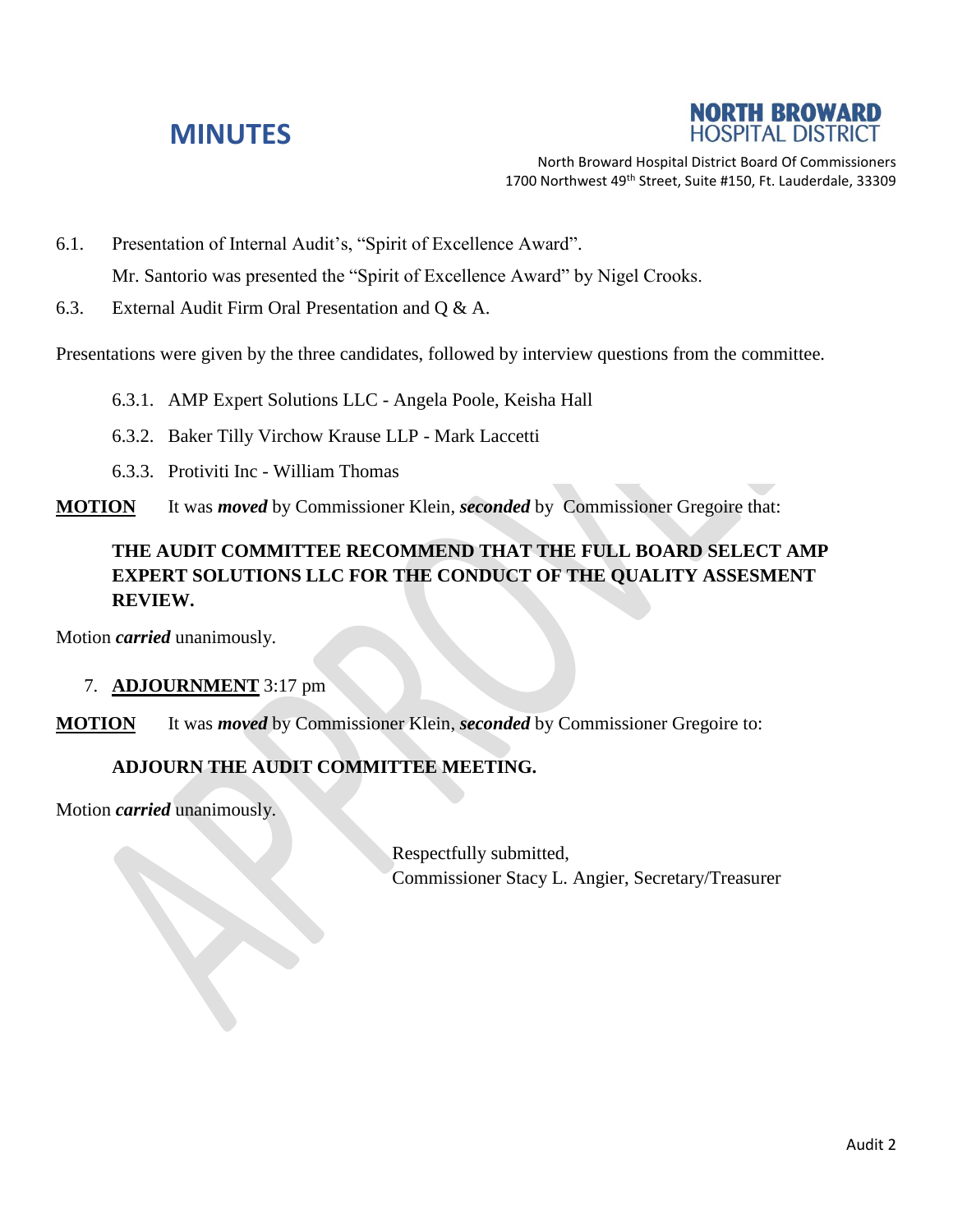# MINUTES

**NORTH BROWARD HOSPITAL DISTRICT**

North Broward Hospital District Board Of Commissioners
1700 Northwest 49th Street, Suite #150, Ft. Lauderdale, 33309

6.1. Presentation of Internal Audit's, "Spirit of Excellence Award".

Mr. Santorio was presented the "Spirit of Excellence Award" by Nigel Crooks.

6.3. External Audit Firm Oral Presentation and Q & A.

Presentations were given by the three candidates, followed by interview questions from the committee.

- 6.3.1. AMP Expert Solutions LLC - Angela Poole, Keisha Hall
- 6.3.2. Baker Tilly Virchow Krause LLP - Mark Laccetti
- 6.3.3. Protiviti Inc - William Thomas

**MOTION** It was ***moved*** by Commissioner Klein, ***seconded*** by Commissioner Gregoire that:

**THE AUDIT COMMITTEE RECOMMEND THAT THE FULL BOARD SELECT AMP EXPERT SOLUTIONS LLC FOR THE CONDUCT OF THE QUALITY ASSESMENT REVIEW.**

Motion ***carried*** unanimously.

7. **ADJOURNMENT** 3:17 pm

**MOTION** It was ***moved*** by Commissioner Klein, ***seconded*** by Commissioner Gregoire to:

**ADJOURN THE AUDIT COMMITTEE MEETING.**

Motion ***carried*** unanimously.

Respectfully submitted,
Commissioner Stacy L. Angier, Secretary/Treasurer